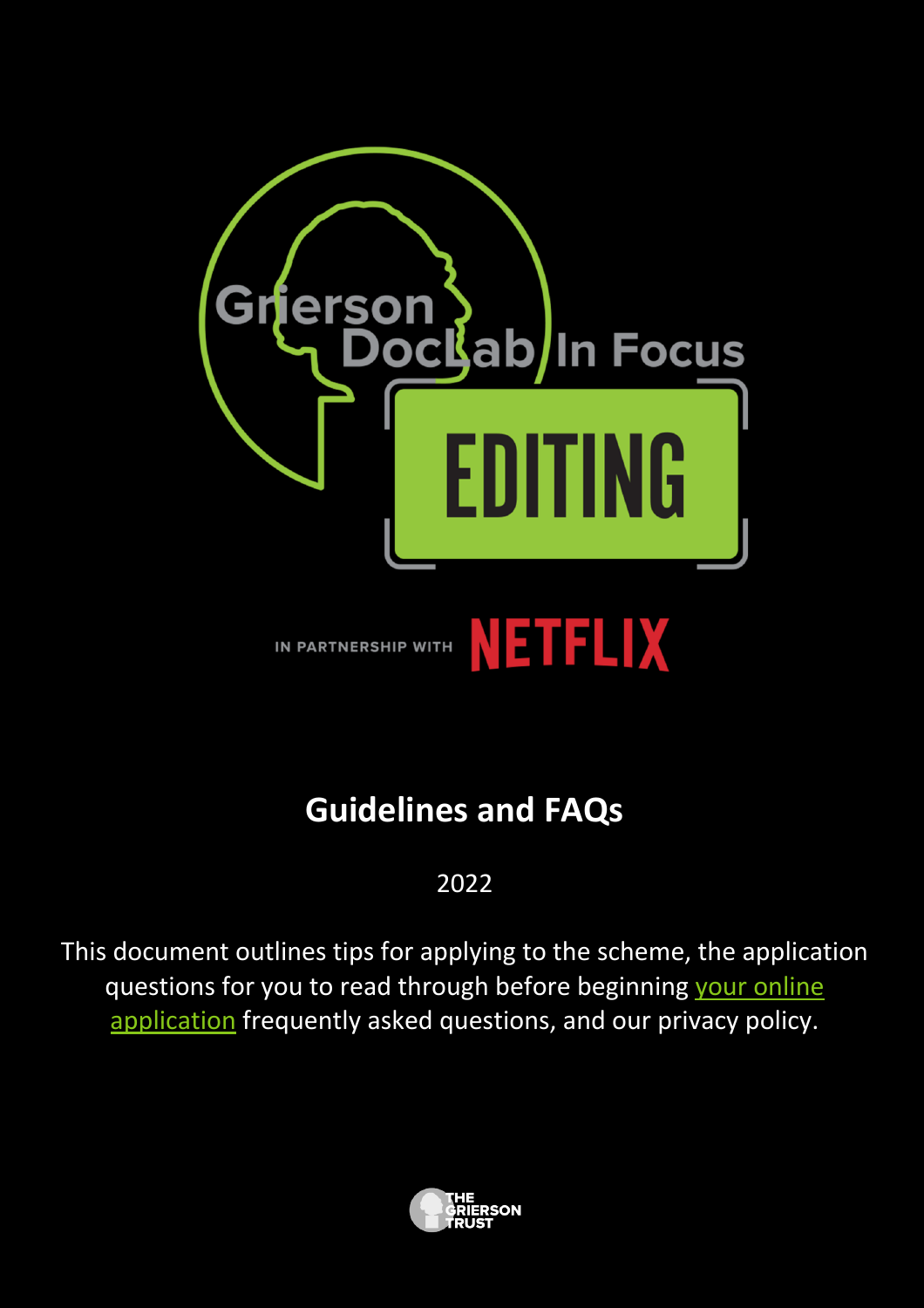Grierson DocLab In Focus

# EDITING

IN PARTNERSHIP WITH NETFLIX

## Guidelines and FAQs

2022

This document outlines tips for applying to the scheme, the application questions for you to read through before beginning your online application frequently asked questions, and our privacy policy.

THE GRIERSON TRUST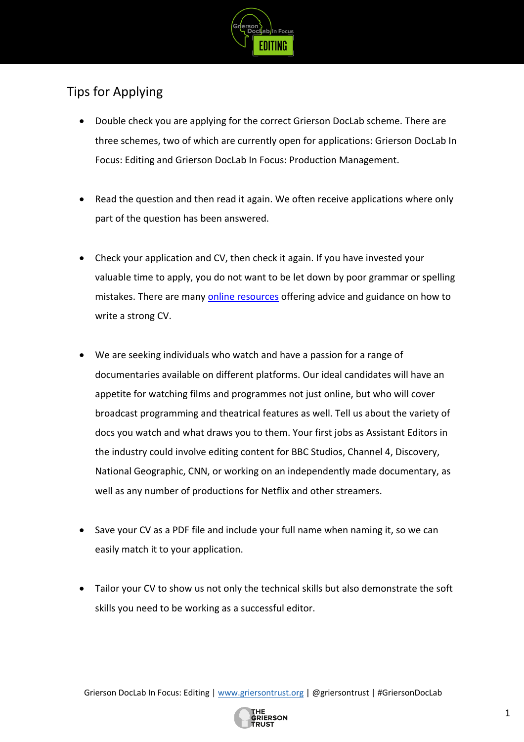## Tips for Applying

- Double check you are applying for the correct Grierson DocLab scheme. There are three schemes, two of which are currently open for applications: Grierson DocLab In Focus: Editing and Grierson DocLab In Focus: Production Management.

- Read the question and then read it again. We often receive applications where only part of the question has been answered.

- Check your application and CV, then check it again. If you have invested your valuable time to apply, you do not want to be let down by poor grammar or spelling mistakes. There are many online resources offering advice and guidance on how to write a strong CV.

- We are seeking individuals who watch and have a passion for a range of documentaries available on different platforms. Our ideal candidates will have an appetite for watching films and programmes not just online, but who will cover broadcast programming and theatrical features as well. Tell us about the variety of docs you watch and what draws you to them. Your first jobs as Assistant Editors in the industry could involve editing content for BBC Studios, Channel 4, Discovery, National Geographic, CNN, or working on an independently made documentary, as well as any number of productions for Netflix and other streamers.

- Save your CV as a PDF file and include your full name when naming it, so we can easily match it to your application.

- Tailor your CV to show us not only the technical skills but also demonstrate the soft skills you need to be working as a successful editor.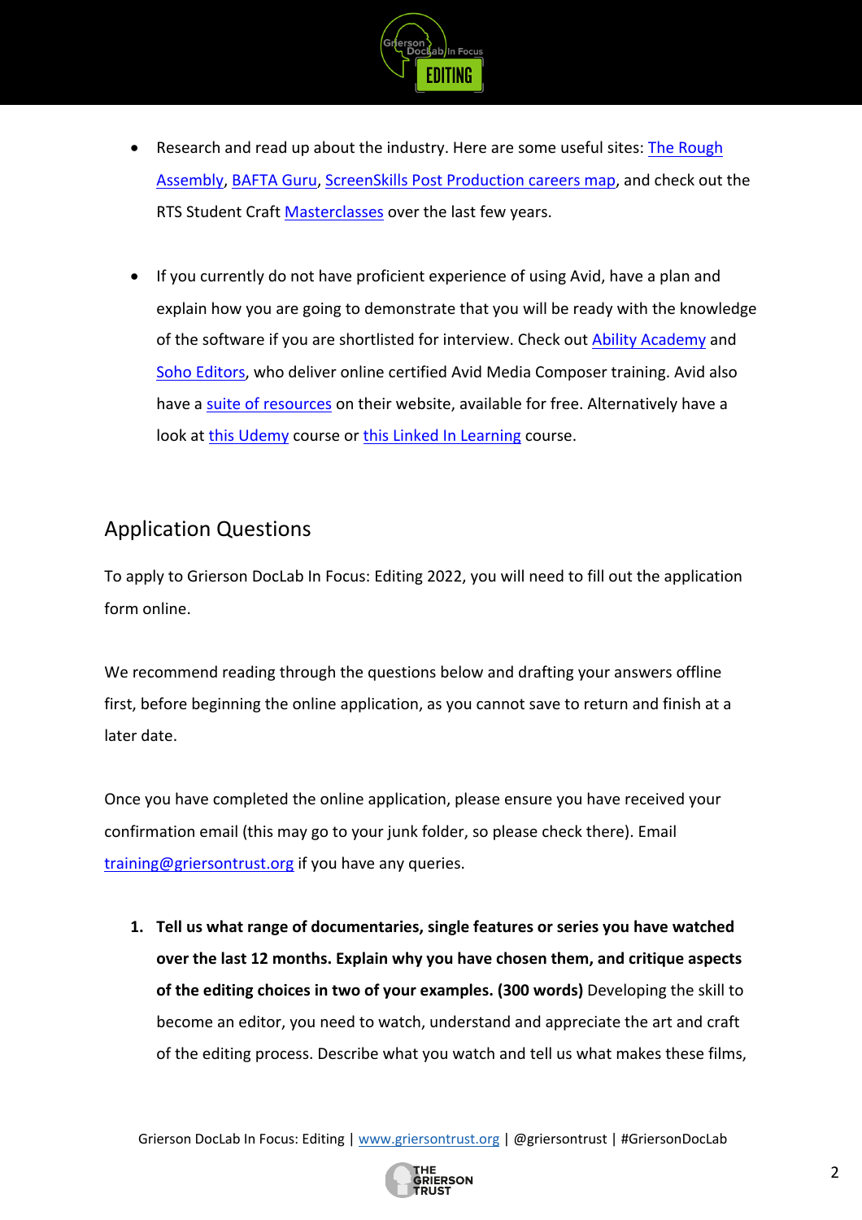- Research and read up about the industry. Here are some useful sites: The Rough Assembly, BAFTA Guru, ScreenSkills Post Production careers map, and check out the RTS Student Craft Masterclasses over the last few years.

- If you currently do not have proficient experience of using Avid, have a plan and explain how you are going to demonstrate that you will be ready with the knowledge of the software if you are shortlisted for interview. Check out Ability Academy and Soho Editors, who deliver online certified Avid Media Composer training. Avid also have a suite of resources on their website, available for free. Alternatively have a look at this Udemy course or this Linked In Learning course.

## Application Questions

To apply to Grierson DocLab In Focus: Editing 2022, you will need to fill out the application form online.

We recommend reading through the questions below and drafting your answers offline first, before beginning the online application, as you cannot save to return and finish at a later date.

Once you have completed the online application, please ensure you have received your confirmation email (this may go to your junk folder, so please check there). Email training@griersontrust.org if you have any queries.

1. **Tell us what range of documentaries, single features or series you have watched over the last 12 months. Explain why you have chosen them, and critique aspects of the editing choices in two of your examples. (300 words)** Developing the skill to become an editor, you need to watch, understand and appreciate the art and craft of the editing process. Describe what you watch and tell us what makes these films,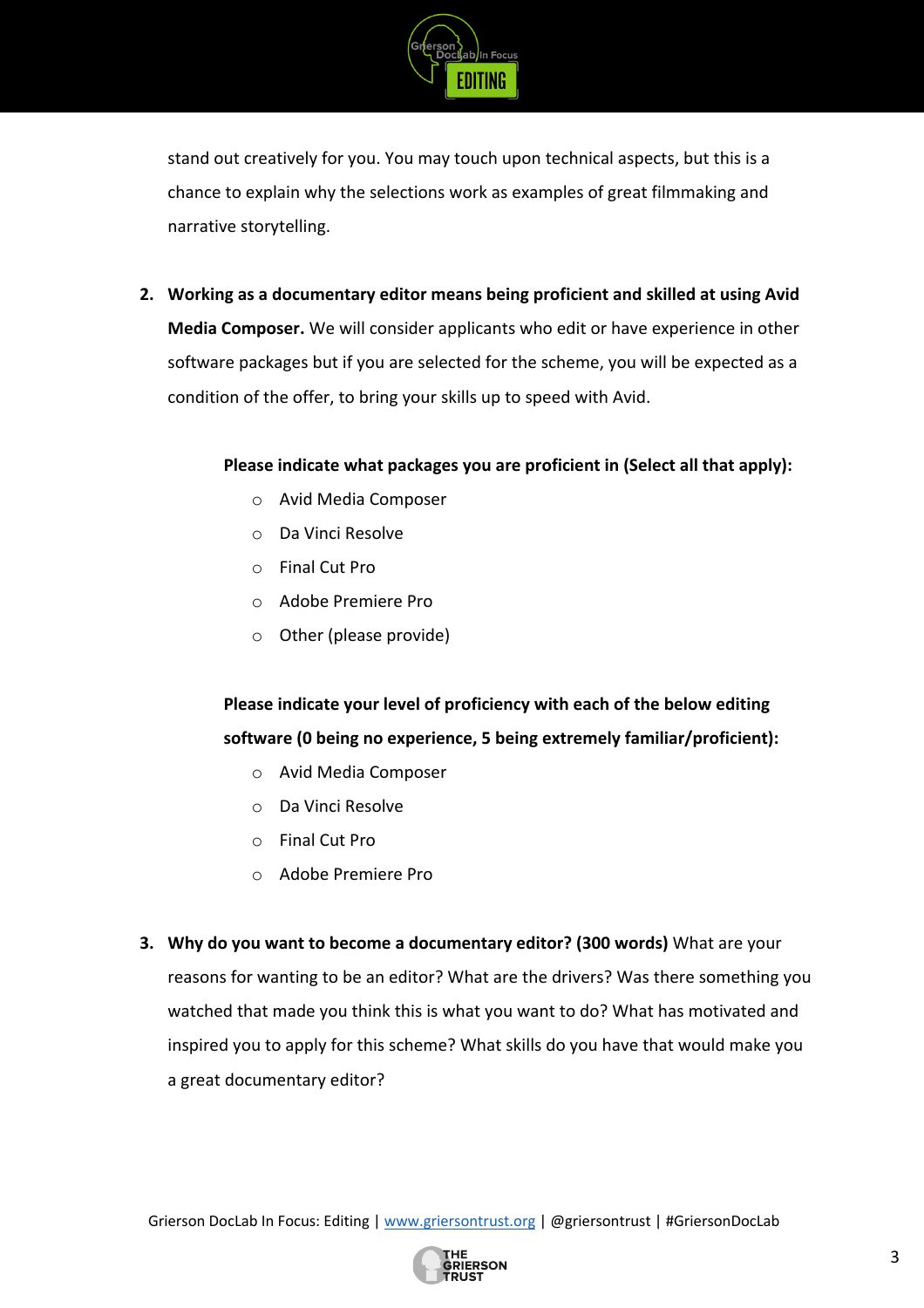stand out creatively for you. You may touch upon technical aspects, but this is a chance to explain why the selections work as examples of great filmmaking and narrative storytelling.

2. **Working as a documentary editor means being proficient and skilled at using Avid Media Composer.** We will consider applicants who edit or have experience in other software packages but if you are selected for the scheme, you will be expected as a condition of the offer, to bring your skills up to speed with Avid.

   **Please indicate what packages you are proficient in (Select all that apply):**

   - Avid Media Composer
   - Da Vinci Resolve
   - Final Cut Pro
   - Adobe Premiere Pro
   - Other (please provide)

   **Please indicate your level of proficiency with each of the below editing software (0 being no experience, 5 being extremely familiar/proficient):**

   - Avid Media Composer
   - Da Vinci Resolve
   - Final Cut Pro
   - Adobe Premiere Pro

3. **Why do you want to become a documentary editor? (300 words)** What are your reasons for wanting to be an editor? What are the drivers? Was there something you watched that made you think this is what you want to do? What has motivated and inspired you to apply for this scheme? What skills do you have that would make you a great documentary editor?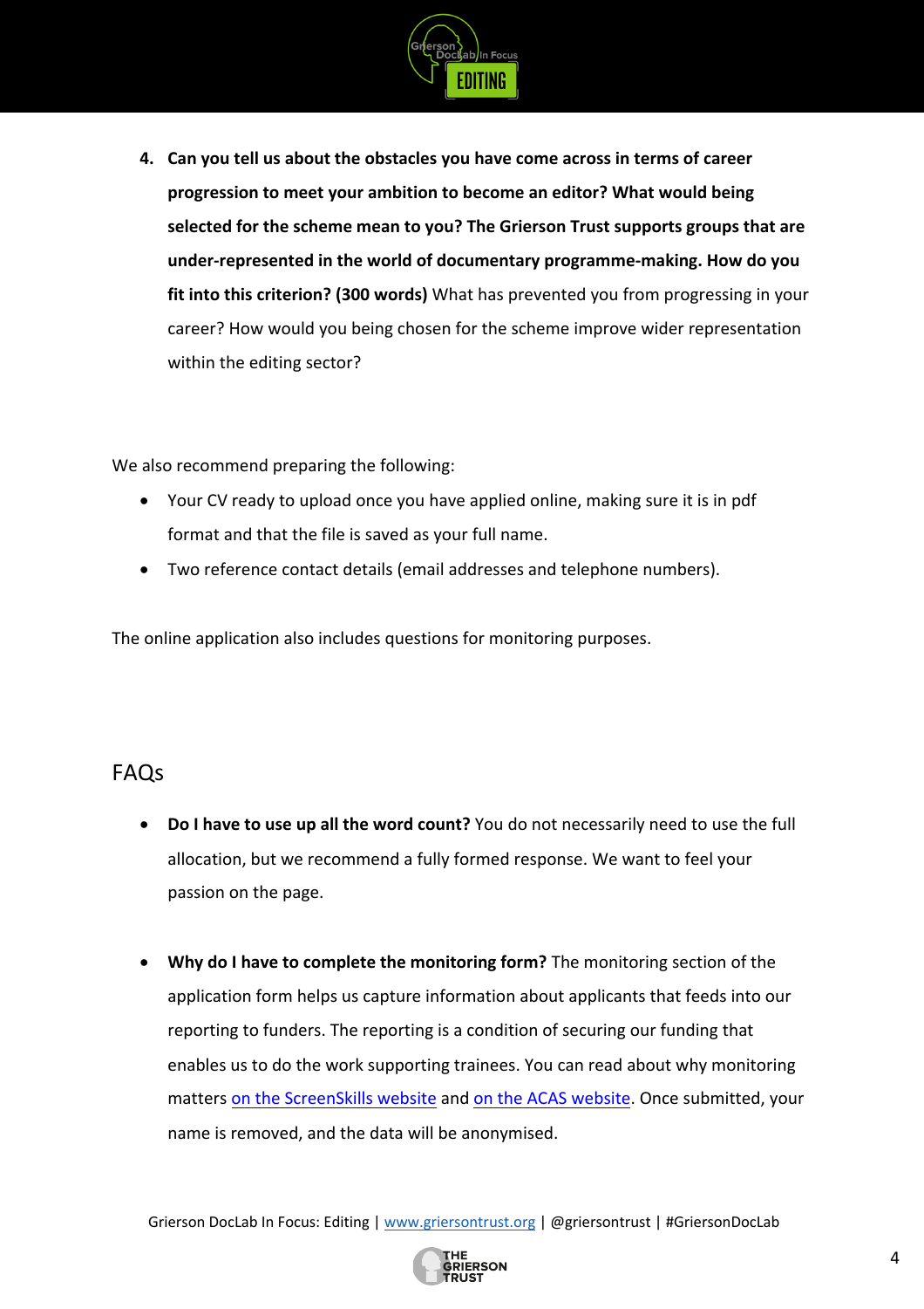4. **Can you tell us about the obstacles you have come across in terms of career progression to meet your ambition to become an editor? What would being selected for the scheme mean to you? The Grierson Trust supports groups that are under-represented in the world of documentary programme-making. How do you fit into this criterion? (300 words)** What has prevented you from progressing in your career? How would you being chosen for the scheme improve wider representation within the editing sector?

We also recommend preparing the following:

- Your CV ready to upload once you have applied online, making sure it is in pdf format and that the file is saved as your full name.
- Two reference contact details (email addresses and telephone numbers).

The online application also includes questions for monitoring purposes.

## FAQs

- **Do I have to use up all the word count?** You do not necessarily need to use the full allocation, but we recommend a fully formed response. We want to feel your passion on the page.

- **Why do I have to complete the monitoring form?** The monitoring section of the application form helps us capture information about applicants that feeds into our reporting to funders. The reporting is a condition of securing our funding that enables us to do the work supporting trainees. You can read about why monitoring matters on the ScreenSkills website and on the ACAS website. Once submitted, your name is removed, and the data will be anonymised.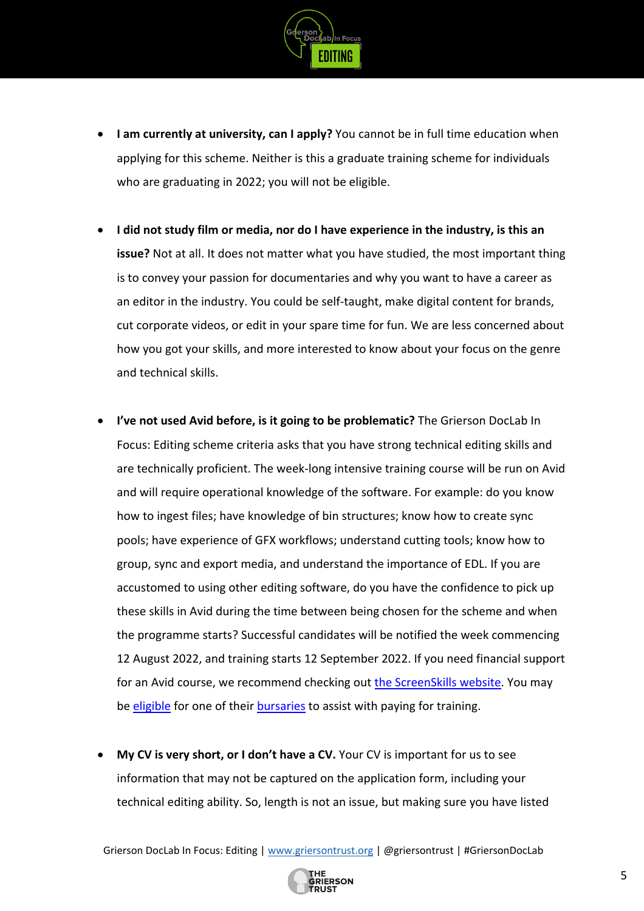- **I am currently at university, can I apply?** You cannot be in full time education when applying for this scheme. Neither is this a graduate training scheme for individuals who are graduating in 2022; you will not be eligible.

- **I did not study film or media, nor do I have experience in the industry, is this an issue?** Not at all. It does not matter what you have studied, the most important thing is to convey your passion for documentaries and why you want to have a career as an editor in the industry. You could be self-taught, make digital content for brands, cut corporate videos, or edit in your spare time for fun. We are less concerned about how you got your skills, and more interested to know about your focus on the genre and technical skills.

- **I've not used Avid before, is it going to be problematic?** The Grierson DocLab In Focus: Editing scheme criteria asks that you have strong technical editing skills and are technically proficient. The week-long intensive training course will be run on Avid and will require operational knowledge of the software. For example: do you know how to ingest files; have knowledge of bin structures; know how to create sync pools; have experience of GFX workflows; understand cutting tools; know how to group, sync and export media, and understand the importance of EDL. If you are accustomed to using other editing software, do you have the confidence to pick up these skills in Avid during the time between being chosen for the scheme and when the programme starts? Successful candidates will be notified the week commencing 12 August 2022, and training starts 12 September 2022. If you need financial support for an Avid course, we recommend checking out the ScreenSkills website. You may be eligible for one of their bursaries to assist with paying for training.

- **My CV is very short, or I don't have a CV.** Your CV is important for us to see information that may not be captured on the application form, including your technical editing ability. So, length is not an issue, but making sure you have listed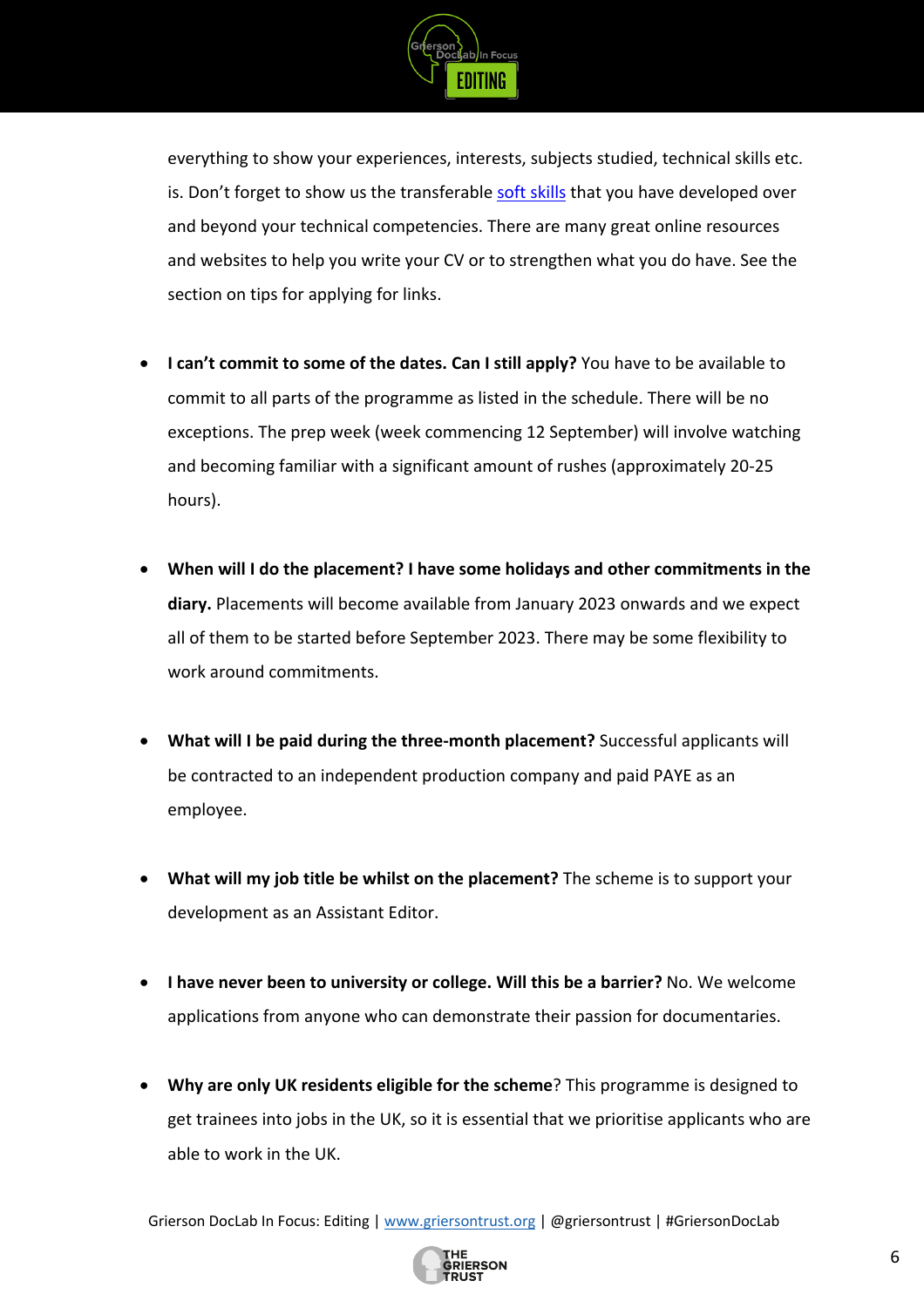everything to show your experiences, interests, subjects studied, technical skills etc. is. Don't forget to show us the transferable [soft skills](#) that you have developed over and beyond your technical competencies. There are many great online resources and websites to help you write your CV or to strengthen what you do have. See the section on tips for applying for links.

- **I can't commit to some of the dates. Can I still apply?** You have to be available to commit to all parts of the programme as listed in the schedule. There will be no exceptions. The prep week (week commencing 12 September) will involve watching and becoming familiar with a significant amount of rushes (approximately 20-25 hours).

- **When will I do the placement? I have some holidays and other commitments in the diary.** Placements will become available from January 2023 onwards and we expect all of them to be started before September 2023. There may be some flexibility to work around commitments.

- **What will I be paid during the three-month placement?** Successful applicants will be contracted to an independent production company and paid PAYE as an employee.

- **What will my job title be whilst on the placement?** The scheme is to support your development as an Assistant Editor.

- **I have never been to university or college. Will this be a barrier?** No. We welcome applications from anyone who can demonstrate their passion for documentaries.

- **Why are only UK residents eligible for the scheme**? This programme is designed to get trainees into jobs in the UK, so it is essential that we prioritise applicants who are able to work in the UK.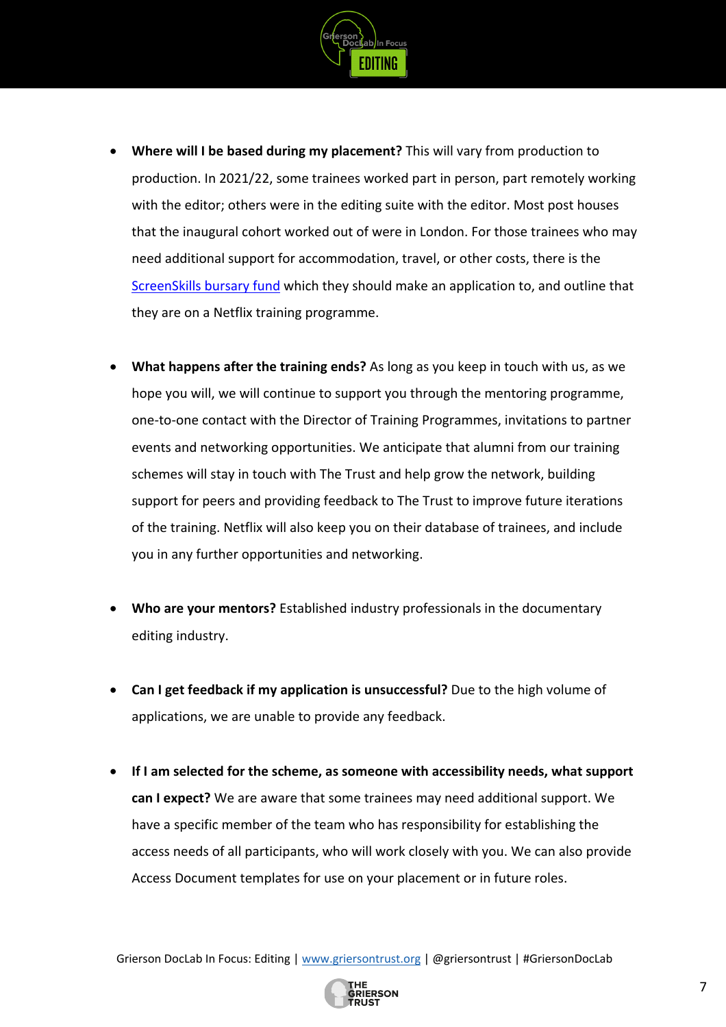- **Where will I be based during my placement?** This will vary from production to production. In 2021/22, some trainees worked part in person, part remotely working with the editor; others were in the editing suite with the editor. Most post houses that the inaugural cohort worked out of were in London. For those trainees who may need additional support for accommodation, travel, or other costs, there is the ScreenSkills bursary fund which they should make an application to, and outline that they are on a Netflix training programme.

- **What happens after the training ends?** As long as you keep in touch with us, as we hope you will, we will continue to support you through the mentoring programme, one-to-one contact with the Director of Training Programmes, invitations to partner events and networking opportunities. We anticipate that alumni from our training schemes will stay in touch with The Trust and help grow the network, building support for peers and providing feedback to The Trust to improve future iterations of the training. Netflix will also keep you on their database of trainees, and include you in any further opportunities and networking.

- **Who are your mentors?** Established industry professionals in the documentary editing industry.

- **Can I get feedback if my application is unsuccessful?** Due to the high volume of applications, we are unable to provide any feedback.

- **If I am selected for the scheme, as someone with accessibility needs, what support can I expect?** We are aware that some trainees may need additional support. We have a specific member of the team who has responsibility for establishing the access needs of all participants, who will work closely with you. We can also provide Access Document templates for use on your placement or in future roles.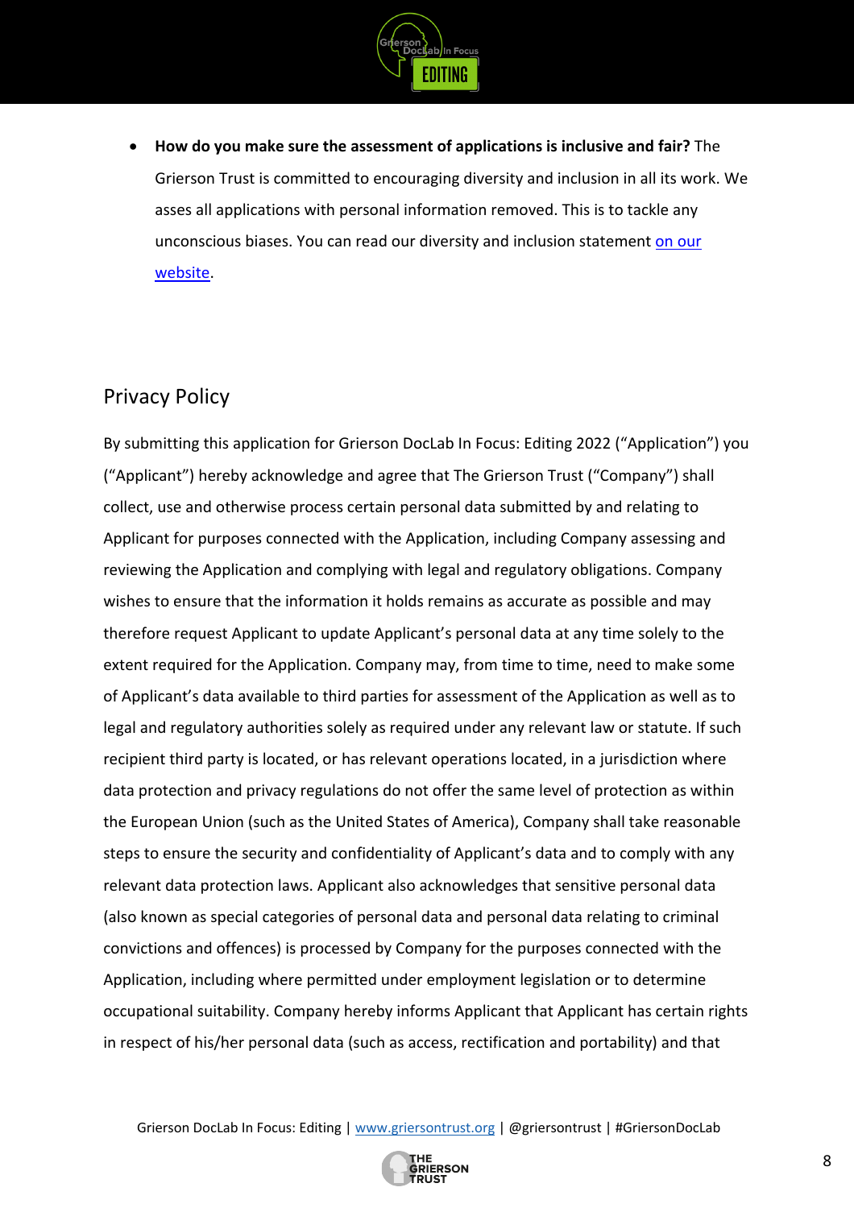- **How do you make sure the assessment of applications is inclusive and fair?** The Grierson Trust is committed to encouraging diversity and inclusion in all its work. We asses all applications with personal information removed. This is to tackle any unconscious biases. You can read our diversity and inclusion statement [on our website](#).

## Privacy Policy

By submitting this application for Grierson DocLab In Focus: Editing 2022 ("Application") you ("Applicant") hereby acknowledge and agree that The Grierson Trust ("Company") shall collect, use and otherwise process certain personal data submitted by and relating to Applicant for purposes connected with the Application, including Company assessing and reviewing the Application and complying with legal and regulatory obligations. Company wishes to ensure that the information it holds remains as accurate as possible and may therefore request Applicant to update Applicant's personal data at any time solely to the extent required for the Application. Company may, from time to time, need to make some of Applicant's data available to third parties for assessment of the Application as well as to legal and regulatory authorities solely as required under any relevant law or statute. If such recipient third party is located, or has relevant operations located, in a jurisdiction where data protection and privacy regulations do not offer the same level of protection as within the European Union (such as the United States of America), Company shall take reasonable steps to ensure the security and confidentiality of Applicant's data and to comply with any relevant data protection laws. Applicant also acknowledges that sensitive personal data (also known as special categories of personal data and personal data relating to criminal convictions and offences) is processed by Company for the purposes connected with the Application, including where permitted under employment legislation or to determine occupational suitability. Company hereby informs Applicant that Applicant has certain rights in respect of his/her personal data (such as access, rectification and portability) and that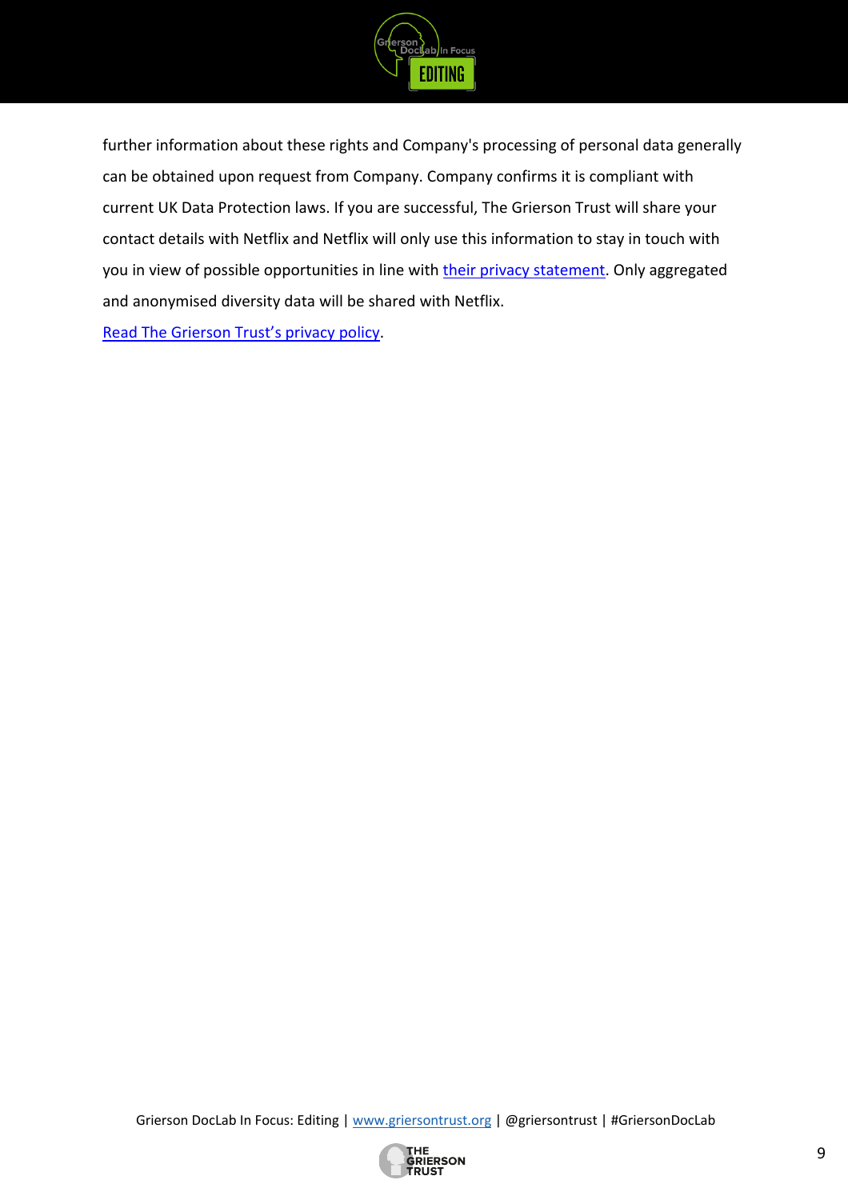further information about these rights and Company's processing of personal data generally can be obtained upon request from Company. Company confirms it is compliant with current UK Data Protection laws. If you are successful, The Grierson Trust will share your contact details with Netflix and Netflix will only use this information to stay in touch with you in view of possible opportunities in line with their privacy statement. Only aggregated and anonymised diversity data will be shared with Netflix.

Read The Grierson Trust's privacy policy.